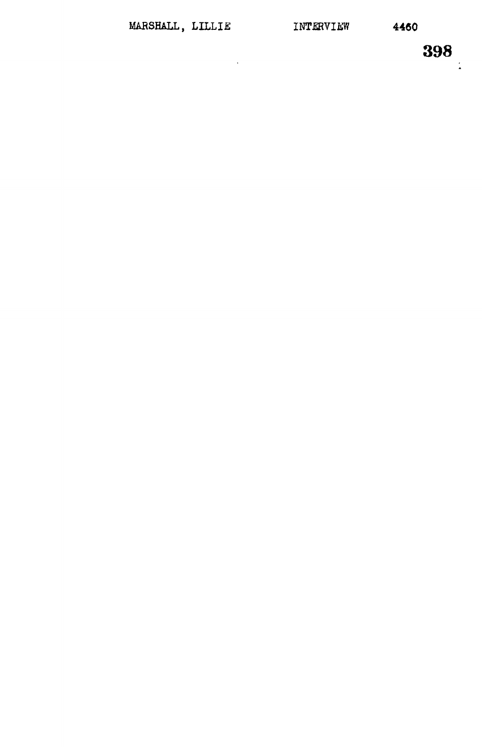MARSHALL, LILLIE INTERVIEW 4460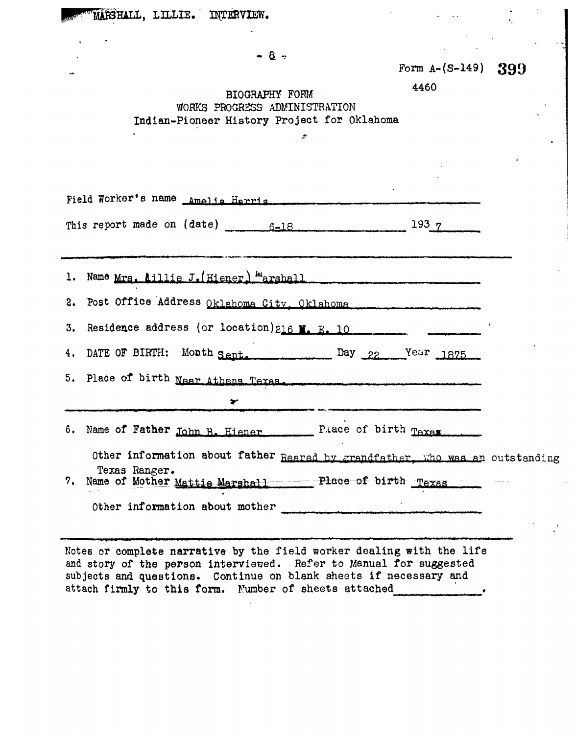Form A-(S-149)

4460

BIOGRAPHY FORM
WORKS PROGRESS ADMINISTRATION
Indian-Pioneer History Project for Oklahoma

Field Worker's name Amelia Harris

This report made on (date) 6-18 1937

1. Name Mrs. Lillie J. (Hiener) Marshall
2. Post Office Address Oklahoma City, Oklahoma
3. Residence address (or location) 216 N. E. 10
4. DATE OF BIRTH: Month Sept. Day 22 Year 1875
5. Place of birth Near Athens Texas.

6. Name of Father John B. Hiener Place of birth Texas

   Other information about father Reared by grandfather, who was an outstanding Texas Ranger.

7. Name of Mother Mattie Marshall Place of birth Texas

   Other information about mother

Notes or complete narrative by the field worker dealing with the life and story of the person interviewed. Refer to Manual for suggested subjects and questions. Continue on blank sheets if necessary and attach firmly to this form. Number of sheets attached ______.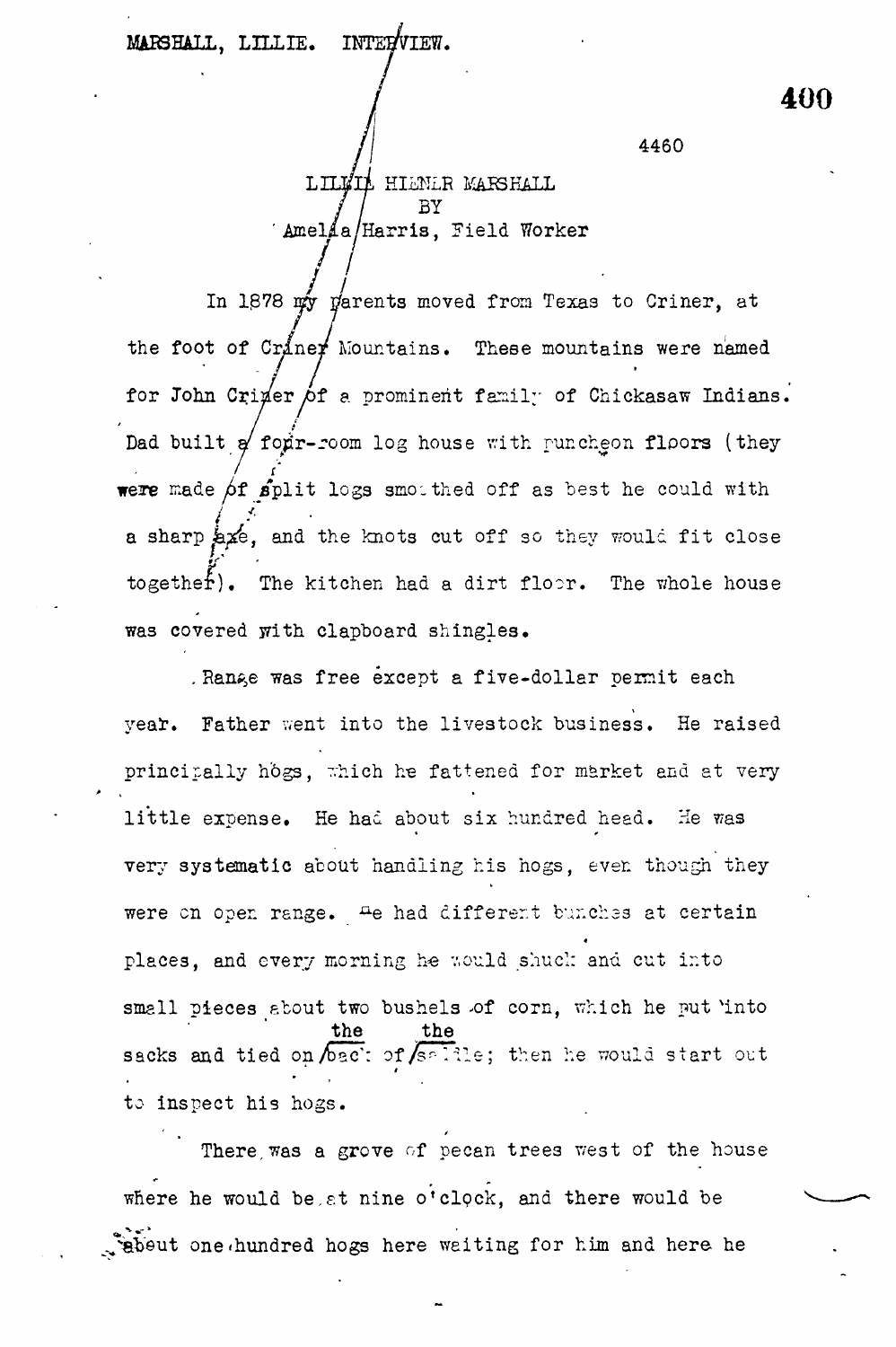MARSHALL, LILLIE. INTERVIEW.

4460

LILLIE HILNER MARSHALL
BY
Amelia Harris, Field Worker

In 1878 my parents moved from Texas to Criner, at the foot of Criner Mountains. These mountains were named for John Criner of a prominent family of Chickasaw Indians. Dad built a four-room log house with puncheon floors (they were made of split logs smoothed off as best he could with a sharp axe, and the knots cut off so they would fit close together). The kitchen had a dirt floor. The whole house was covered with clapboard shingles.

Range was free except a five-dollar permit each year. Father went into the livestock business. He raised principally hogs, which he fattened for market and at very little expense. He had about six hundred head. He was very systematic about handling his hogs, even though they were on open range. He had different bunches at certain places, and every morning he would shuck and cut into small pieces about two bushels of corn, which he put into sacks and tied on the back of the saddle; then he would start out to inspect his hogs.

There was a grove of pecan trees west of the house where he would be at nine o'clock, and there would be about one hundred hogs here waiting for him and here he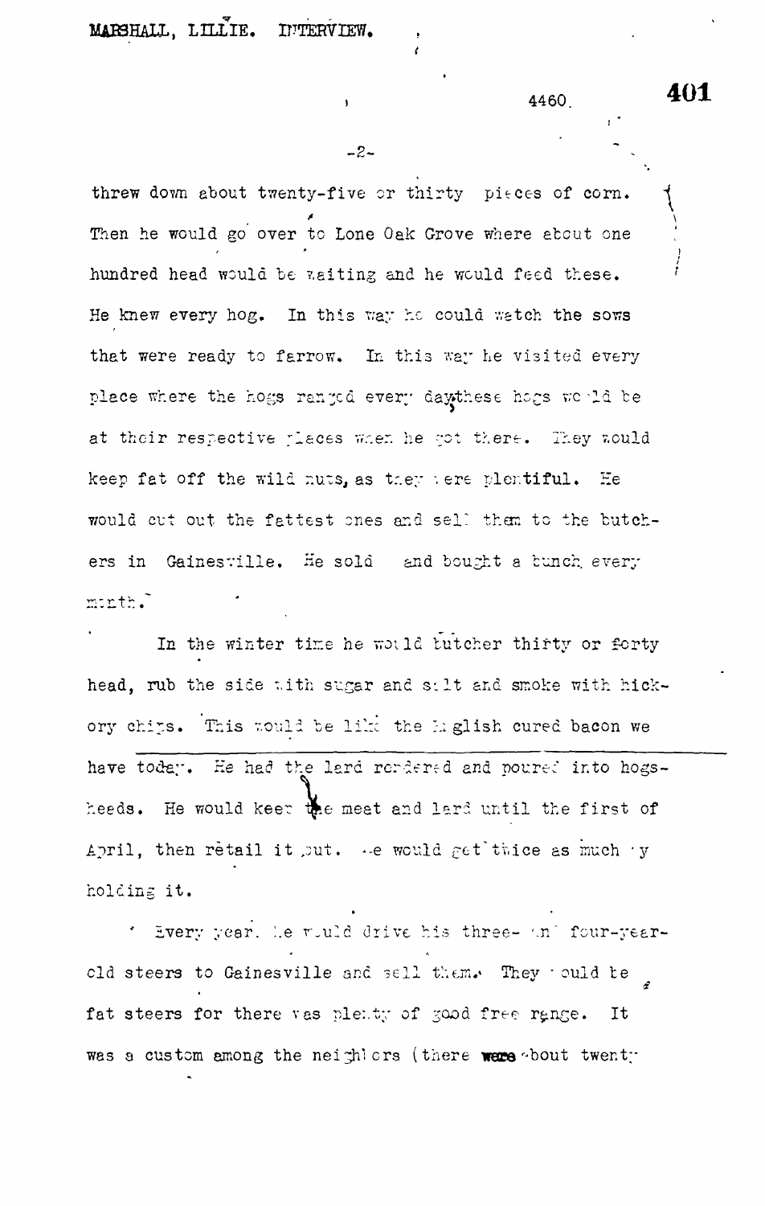threw down about twenty-five or thirty pieces of corn. Then he would go over to Lone Oak Grove where about one hundred head would be waiting and he would feed these. He knew every hog. In this way he could watch the sows that were ready to farrow. In this way he visited every place where the hogs ranged every day these hogs would be at their respective places when he got there. They would keep fat off the wild nuts, as they were plentiful. He would cut out the fattest ones and sell them to the butchers in Gainesville. He sold and bought a bunch every month.

In the winter time he would butcher thirty or forty head, rub the side with sugar and salt and smoke with hickory chips. This would be like the English cured bacon we have today. He had the lard rendered and poured into hogsheads. He would keep the meat and lard until the first of April, then retail it out. He would get twice as much by holding it.

Every year he would drive his three- and four-year-old steers to Gainesville and sell them. They would be fat steers for there was plenty of good free range. It was a custom among the neighbors (there were about twenty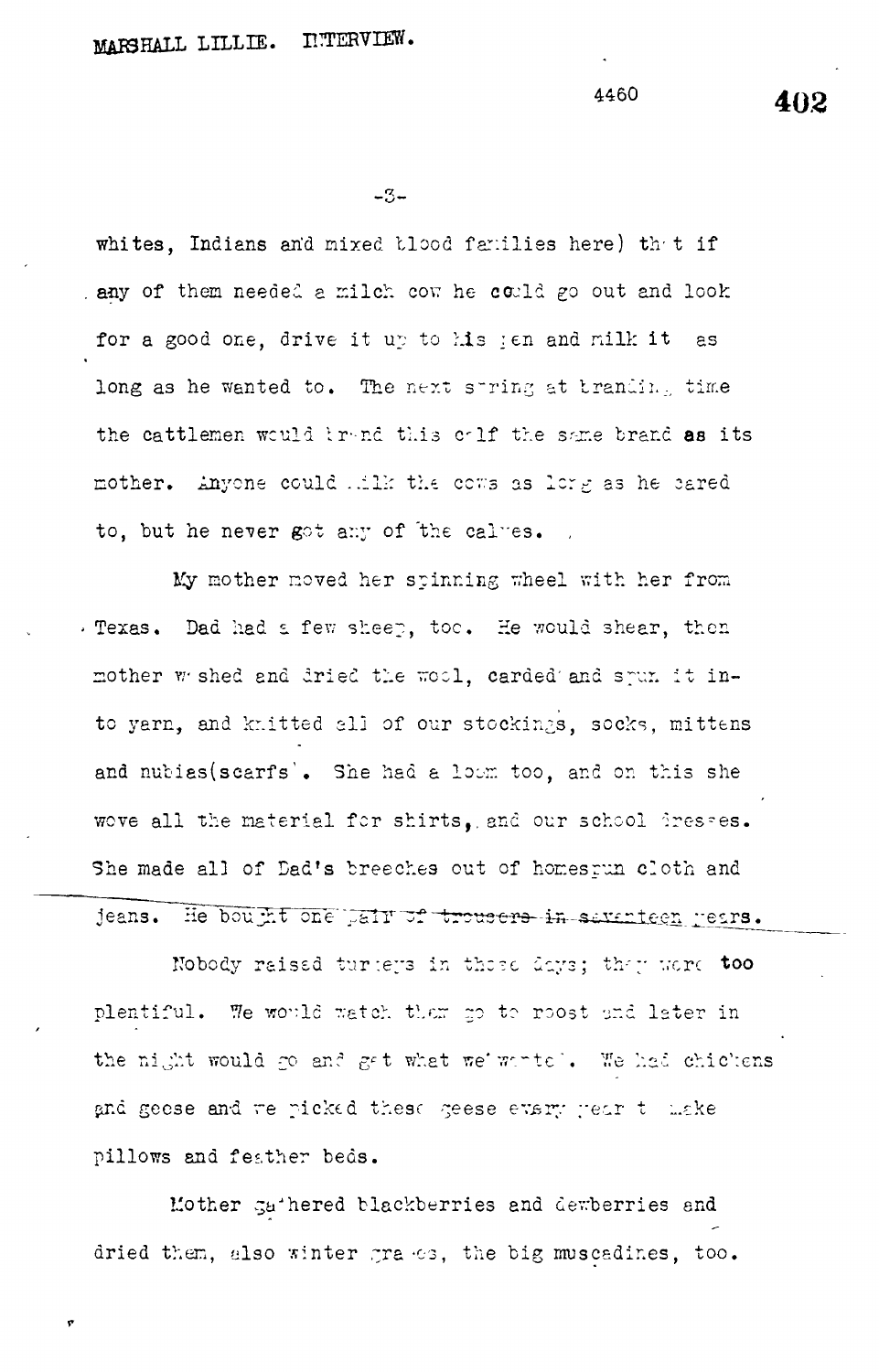whites, Indians and mixed blood families here) that if any of them needed a milch cow he could go out and look for a good one, drive it up to his pen and milk it as long as he wanted to. The next spring at branding time the cattlemen would brand this calf the same brand as its mother. Anyone could milk the cows as long as he cared to, but he never got any of the calves.

My mother moved her spinning wheel with her from Texas. Dad had a few sheep, too. He would shear, then mother washed and dried the wool, carded and spun it into yarn, and knitted all of our stockings, socks, mittens and nubias(scarfs). She had a loom too, and on this she wove all the material for shirts, and our school dresses. She made all of Dad's breeches out of homespun cloth and jeans. He bought one pair of trousers in seventeen years.

Nobody raised turkeys in those days; they were too plentiful. We would watch them go to roost and later in the night would go and get what we wanted. We had chickens and geese and we picked these geese every year to make pillows and feather beds.

Mother gathered blackberries and dewberries and dried them, also winter grapes, the big muscadines, too.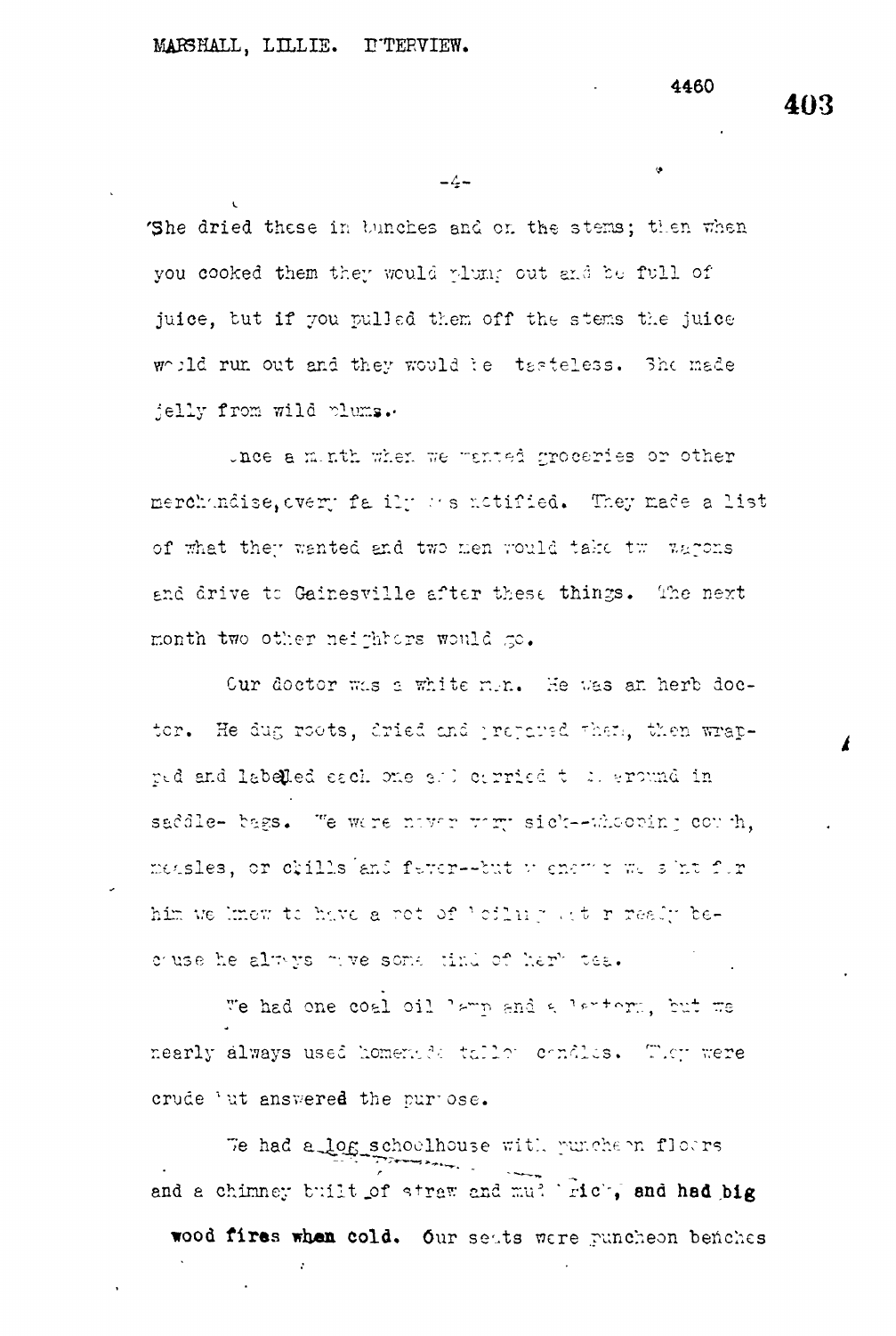She dried these in bunches and on the stems; then when you cooked them they would plump out and be full of juice, but if you pulled them off the stems the juice would run out and they would be tasteless. She made jelly from wild plums.

Once a month when we wanted groceries or other merchandise, every family was notified. They made a list of what they wanted and two men would take two wagons and drive to Gainesville after these things. The next month two other neighbors would go.

Our doctor was a white man. He was an herb doctor. He dug roots, dried and prepared them, then wrapped and labelled each one and carried them around in saddle- bags. We were never very sick--whooping cough, measles, or chills and fever--but whenever we sent for him we knew to have a pot of boiling water ready because he always gave some kind of herb tea.

We had one coal oil lamp and a lantern, but we nearly always used homemade tallow candles. They were crude but answered the purpose.

We had a log schoolhouse with puncheon floors and a chimney built of straw and mud brick, and had big wood fires when cold. Our seats were puncheon benches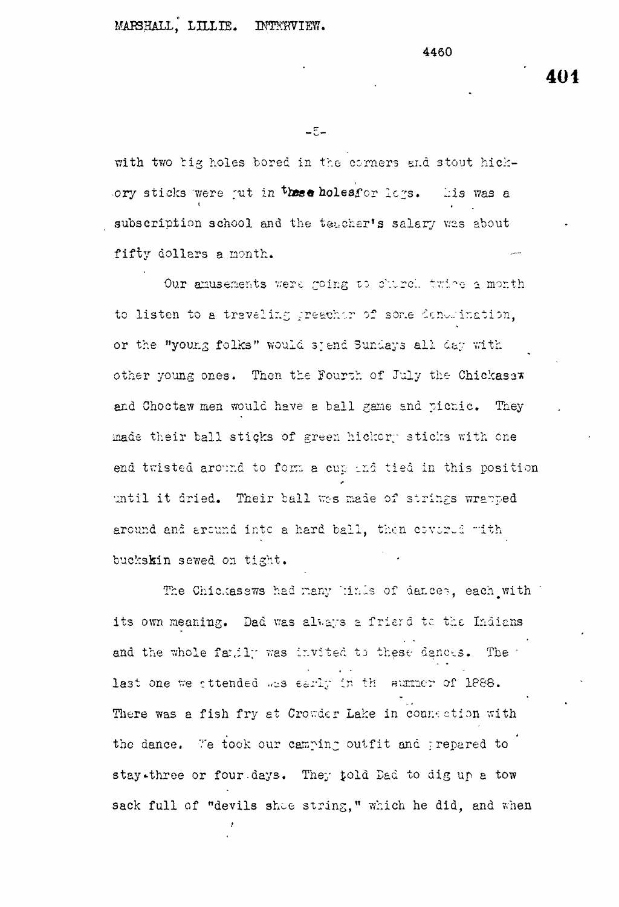with two big holes bored in the corners and stout hickory sticks were put in these holes for legs. This was a subscription school and the teacher's salary was about fifty dollars a month.

Our amusements were going to church twice a month to listen to a traveling preacher of some denomination, or the "young folks" would spend Sundays all day with other young ones. Then the Fourth of July the Chickasaw and Choctaw men would have a ball game and picnic. They made their ball sticks of green hickory sticks with one end twisted around to form a cup and tied in this position until it dried. Their ball was made of strings wrapped around and around into a hard ball, then covered with buckskin sewed on tight.

The Chickasaws had many kinds of dances, each with its own meaning. Dad was always a friend to the Indians and the whole family was invited to these dances. The last one we attended was early in the summer of 1888. There was a fish fry at Crowder Lake in connection with the dance. We took our camping outfit and prepared to stay three or four days. They told Dad to dig up a tow sack full of "devils shoe string," which he did, and when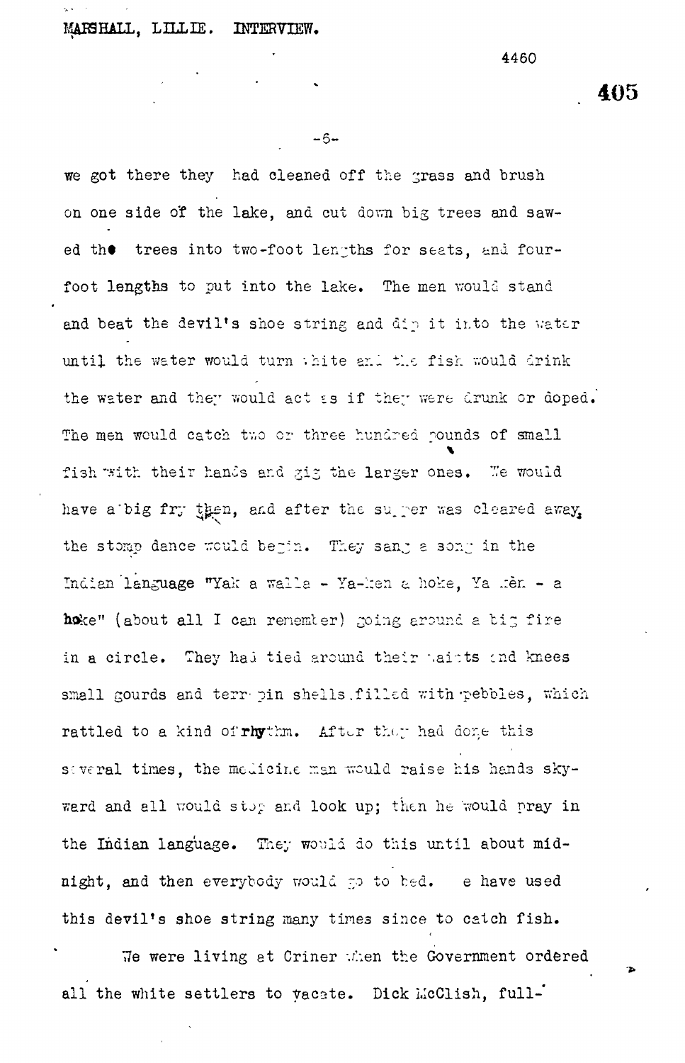we got there they had cleaned off the grass and brush on one side of the lake, and cut down big trees and sawed the trees into two-foot lengths for seats, and four-foot lengths to put into the lake. The men would stand and beat the devil's shoe string and dip it into the water until the water would turn white and the fish would drink the water and they would act as if they were drunk or doped. The men would catch two or three hundred pounds of small fish with their hands and gig the larger ones. We would have a big fry then, and after the supper was cleared away, the stomp dance would begin. They sang a song in the Indian language "Yak a walla - Ya-hen a hoke, Ya hen - a hoke" (about all I can remember) going around a big fire in a circle. They had tied around their waists and knees small gourds and terrapin shells filled with pebbles, which rattled to a kind of rhythm. After they had done this several times, the medicine man would raise his hands skyward and all would stop and look up; then he would pray in the Indian language. They would do this until about midnight, and then everybody would go to bed. We have used this devil's shoe string many times since to catch fish.

We were living at Criner when the Government ordered all the white settlers to vacate. Dick McClish, full-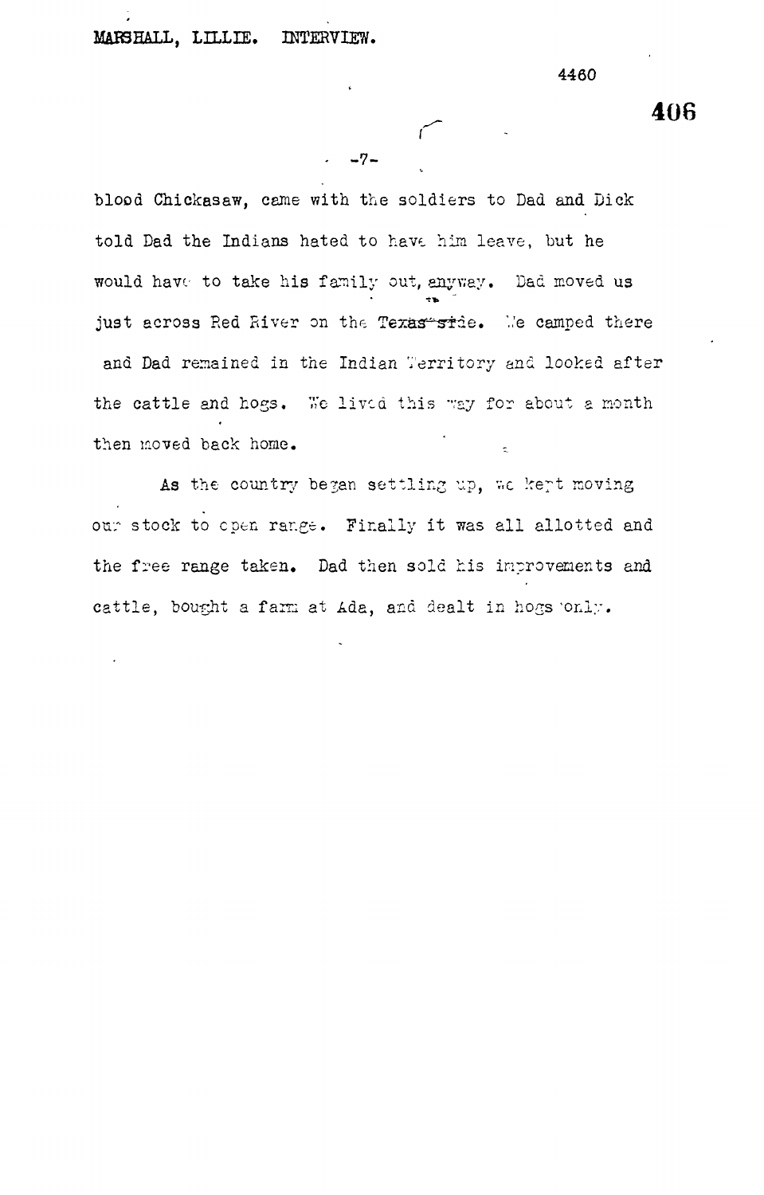blood Chickasaw, came with the soldiers to Dad and Dick told Dad the Indians hated to have him leave, but he would have to take his family out, anyway. Dad moved us just across Red River on the Texas side. We camped there and Dad remained in the Indian Territory and looked after the cattle and hogs. We lived this way for about a month then moved back home.

As the country began settling up, we kept moving our stock to open range. Finally it was all allotted and the free range taken. Dad then sold his improvements and cattle, bought a farm at Ada, and dealt in hogs only.